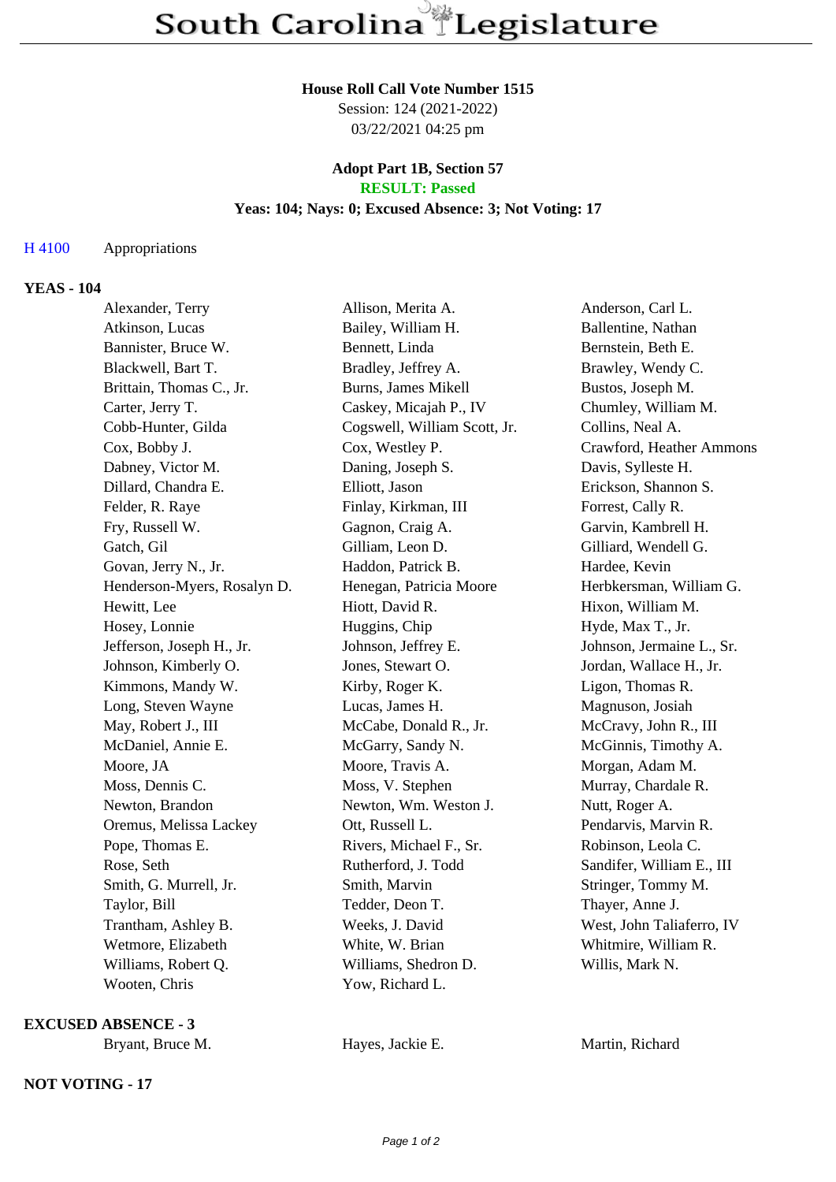# South Carolina Legislature

**House Roll Call Vote Number 1515**
Session: 124 (2021-2022)
03/22/2021 04:25 pm

**Adopt Part 1B, Section 57**
**RESULT: Passed**
**Yeas: 104; Nays: 0; Excused Absence: 3; Not Voting: 17**

H 4100 Appropriations

**YEAS - 104**

| | | |
|---|---|---|
| Alexander, Terry | Allison, Merita A. | Anderson, Carl L. |
| Atkinson, Lucas | Bailey, William H. | Ballentine, Nathan |
| Bannister, Bruce W. | Bennett, Linda | Bernstein, Beth E. |
| Blackwell, Bart T. | Bradley, Jeffrey A. | Brawley, Wendy C. |
| Brittain, Thomas C., Jr. | Burns, James Mikell | Bustos, Joseph M. |
| Carter, Jerry T. | Caskey, Micajah P., IV | Chumley, William M. |
| Cobb-Hunter, Gilda | Cogswell, William Scott, Jr. | Collins, Neal A. |
| Cox, Bobby J. | Cox, Westley P. | Crawford, Heather Ammons |
| Dabney, Victor M. | Daning, Joseph S. | Davis, Sylleste H. |
| Dillard, Chandra E. | Elliott, Jason | Erickson, Shannon S. |
| Felder, R. Raye | Finlay, Kirkman, III | Forrest, Cally R. |
| Fry, Russell W. | Gagnon, Craig A. | Garvin, Kambrell H. |
| Gatch, Gil | Gilliam, Leon D. | Gilliard, Wendell G. |
| Govan, Jerry N., Jr. | Haddon, Patrick B. | Hardee, Kevin |
| Henderson-Myers, Rosalyn D. | Henegan, Patricia Moore | Herbkersman, William G. |
| Hewitt, Lee | Hiott, David R. | Hixon, William M. |
| Hosey, Lonnie | Huggins, Chip | Hyde, Max T., Jr. |
| Jefferson, Joseph H., Jr. | Johnson, Jeffrey E. | Johnson, Jermaine L., Sr. |
| Johnson, Kimberly O. | Jones, Stewart O. | Jordan, Wallace H., Jr. |
| Kimmons, Mandy W. | Kirby, Roger K. | Ligon, Thomas R. |
| Long, Steven Wayne | Lucas, James H. | Magnuson, Josiah |
| May, Robert J., III | McCabe, Donald R., Jr. | McCravy, John R., III |
| McDaniel, Annie E. | McGarry, Sandy N. | McGinnis, Timothy A. |
| Moore, JA | Moore, Travis A. | Morgan, Adam M. |
| Moss, Dennis C. | Moss, V. Stephen | Murray, Chardale R. |
| Newton, Brandon | Newton, Wm. Weston J. | Nutt, Roger A. |
| Oremus, Melissa Lackey | Ott, Russell L. | Pendarvis, Marvin R. |
| Pope, Thomas E. | Rivers, Michael F., Sr. | Robinson, Leola C. |
| Rose, Seth | Rutherford, J. Todd | Sandifer, William E., III |
| Smith, G. Murrell, Jr. | Smith, Marvin | Stringer, Tommy M. |
| Taylor, Bill | Tedder, Deon T. | Thayer, Anne J. |
| Trantham, Ashley B. | Weeks, J. David | West, John Taliaferro, IV |
| Wetmore, Elizabeth | White, W. Brian | Whitmire, William R. |
| Williams, Robert Q. | Williams, Shedron D. | Willis, Mark N. |
| Wooten, Chris | Yow, Richard L. | |

**EXCUSED ABSENCE - 3**

| | | |
|---|---|---|
| Bryant, Bruce M. | Hayes, Jackie E. | Martin, Richard |

**NOT VOTING - 17**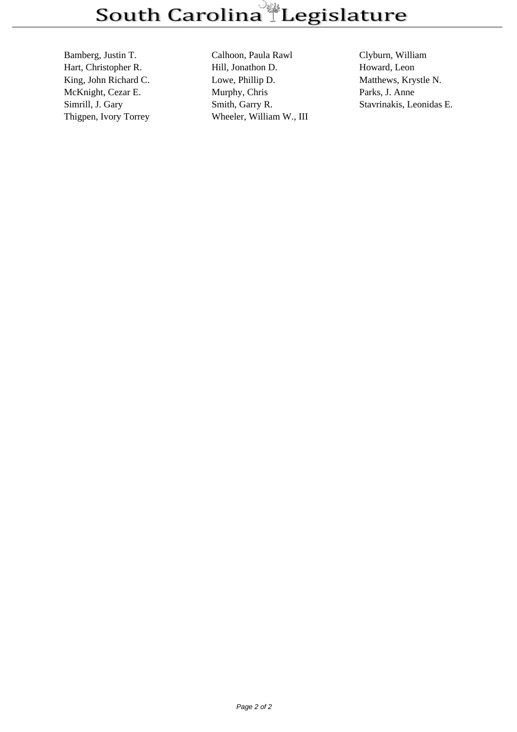Bamberg, Justin T.
Calhoon, Paula Rawl
Clyburn, William
Hart, Christopher R.
Hill, Jonathon D.
Howard, Leon
King, John Richard C.
Lowe, Phillip D.
Matthews, Krystle N.
McKnight, Cezar E.
Murphy, Chris
Parks, J. Anne
Simrill, J. Gary
Smith, Garry R.
Stavrinakis, Leonidas E.
Thigpen, Ivory Torrey
Wheeler, William W., III